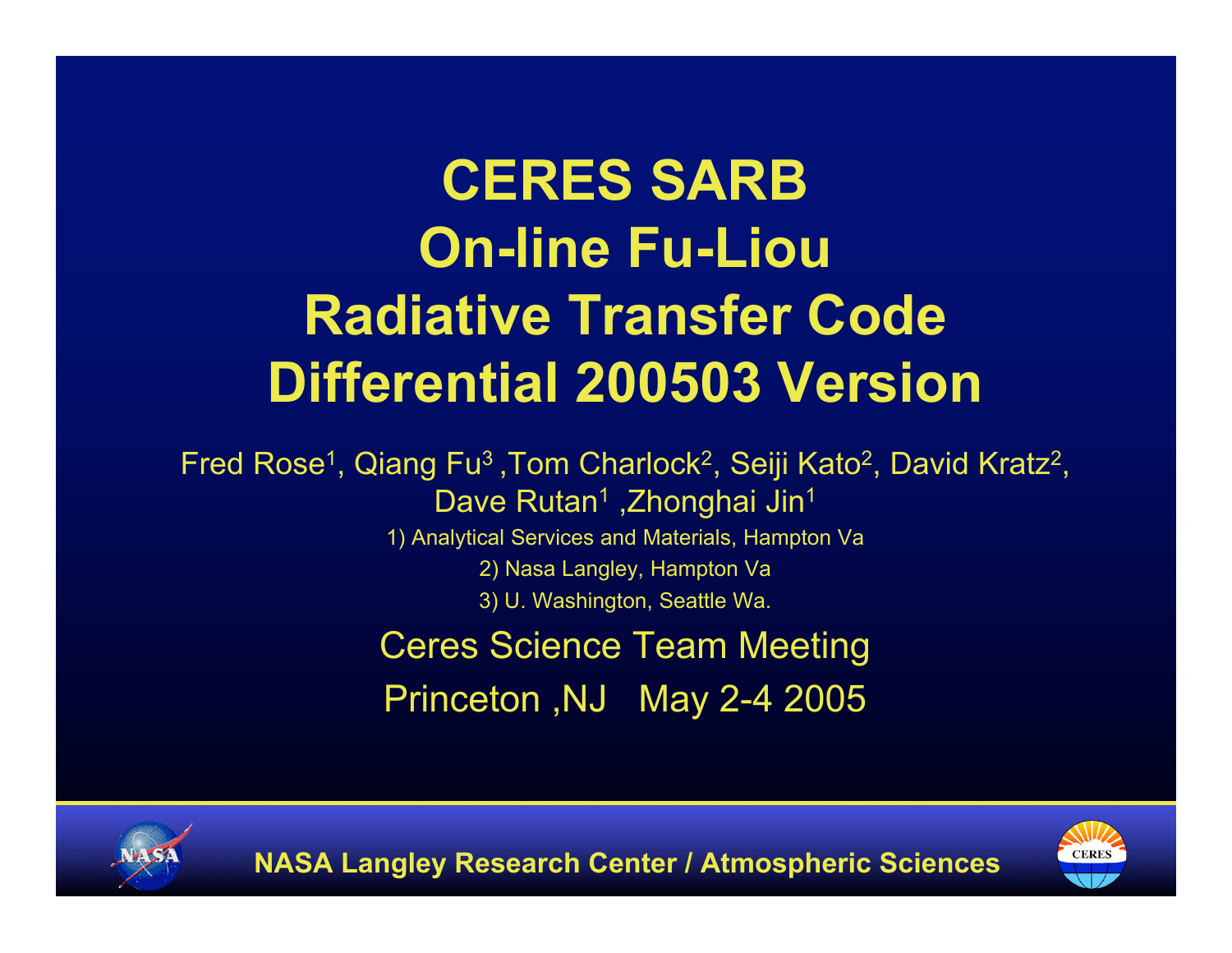# CERES SARB On-line Fu-Liou Radiative Transfer Code Differential 200503 Version

Fred Rose[1], Qiang Fu[3] ,Tom Charlock[2], Seiji Kato[2], David Kratz[2], Dave Rutan[1] ,Zhonghai Jin[1]

1) Analytical Services and Materials, Hampton Va

2) Nasa Langley, Hampton Va

3) U. Washington, Seattle Wa.

Ceres Science Team Meeting

Princeton ,NJ May 2-4 2005

NASA Langley Research Center / Atmospheric Sciences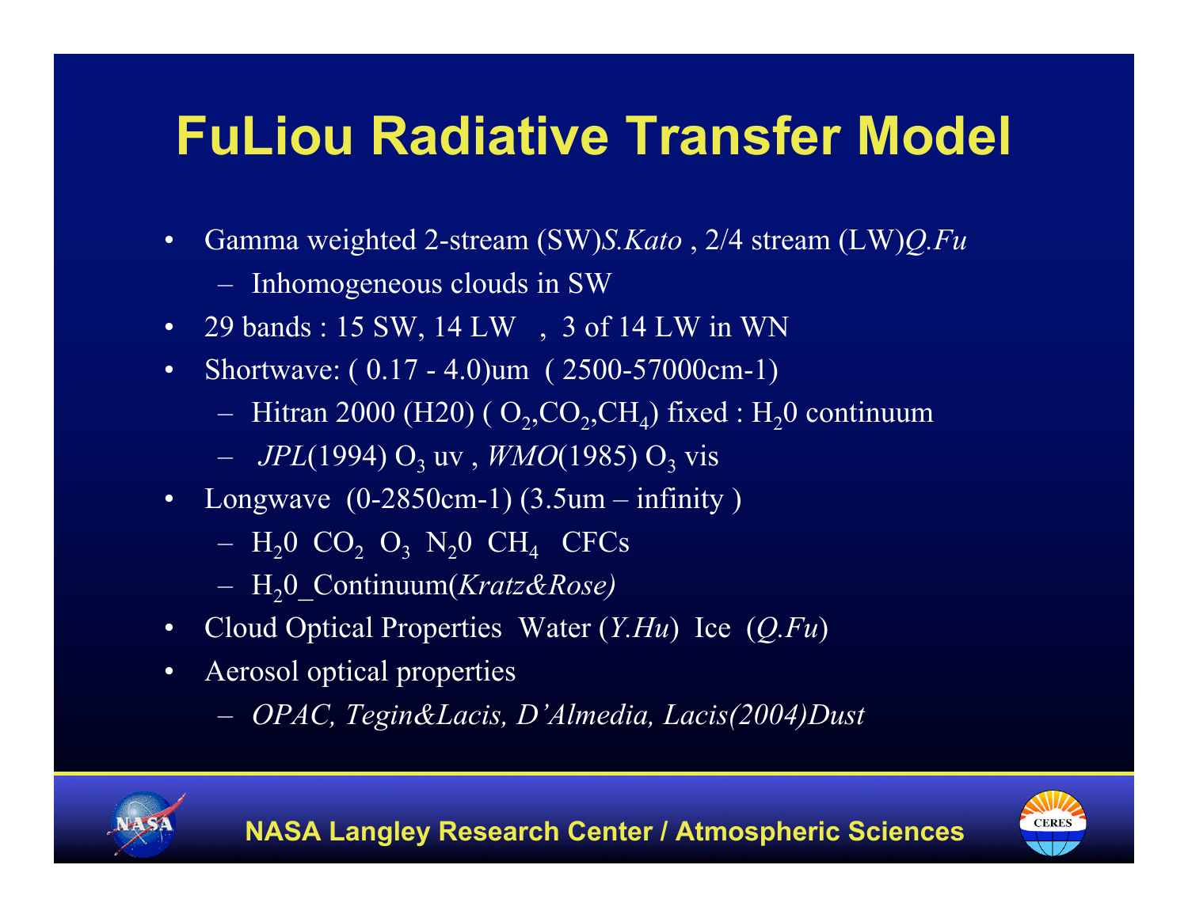# FuLiou Radiative Transfer Model

- Gamma weighted 2-stream (SW)*S.Kato* , 2/4 stream (LW)*Q.Fu*
  - Inhomogeneous clouds in SW
- 29 bands : 15 SW, 14 LW , 3 of 14 LW in WN
- Shortwave: ( 0.17 - 4.0)um ( 2500-57000cm-1)
  - Hitran 2000 (H20) ( $O_2$,$CO_2$,$CH_4$) fixed : $H_20$ continuum
  - *JPL*(1994) $O_3$ uv , *WMO*(1985) $O_3$ vis
- Longwave (0-2850cm-1) (3.5um – infinity )
  - $H_20$ $CO_2$ $O_3$ $N_20$ $CH_4$ CFCs
  - $H_20$_Continuum(*Kratz&Rose)*
- Cloud Optical Properties Water (*Y.Hu*) Ice (*Q.Fu*)
- Aerosol optical properties
  - *OPAC, Tegin&Lacis, D'Almedia, Lacis(2004)Dust*

NASA Langley Research Center / Atmospheric Sciences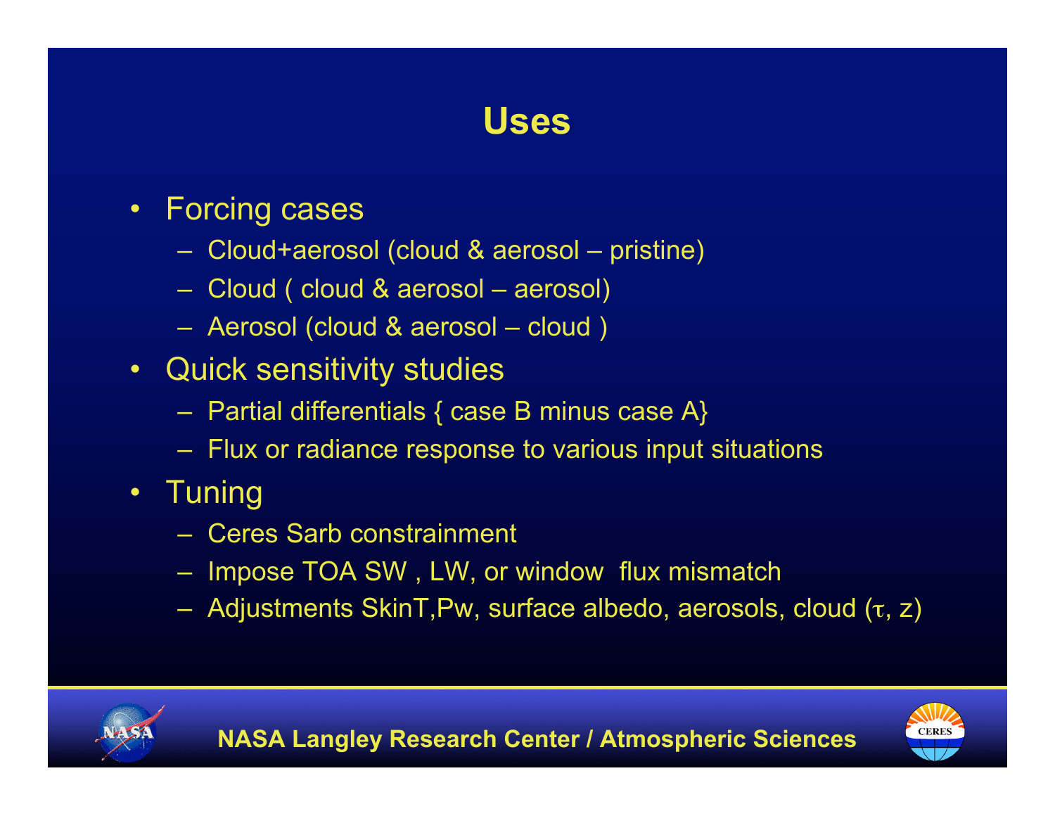# Uses

- Forcing cases
  - Cloud+aerosol (cloud & aerosol – pristine)
  - Cloud ( cloud & aerosol – aerosol)
  - Aerosol (cloud & aerosol – cloud )
- Quick sensitivity studies
  - Partial differentials { case B minus case A}
  - Flux or radiance response to various input situations
- Tuning
  - Ceres Sarb constrainment
  - Impose TOA SW , LW, or window flux mismatch
  - Adjustments SkinT,Pw, surface albedo, aerosols, cloud ($\tau$, z)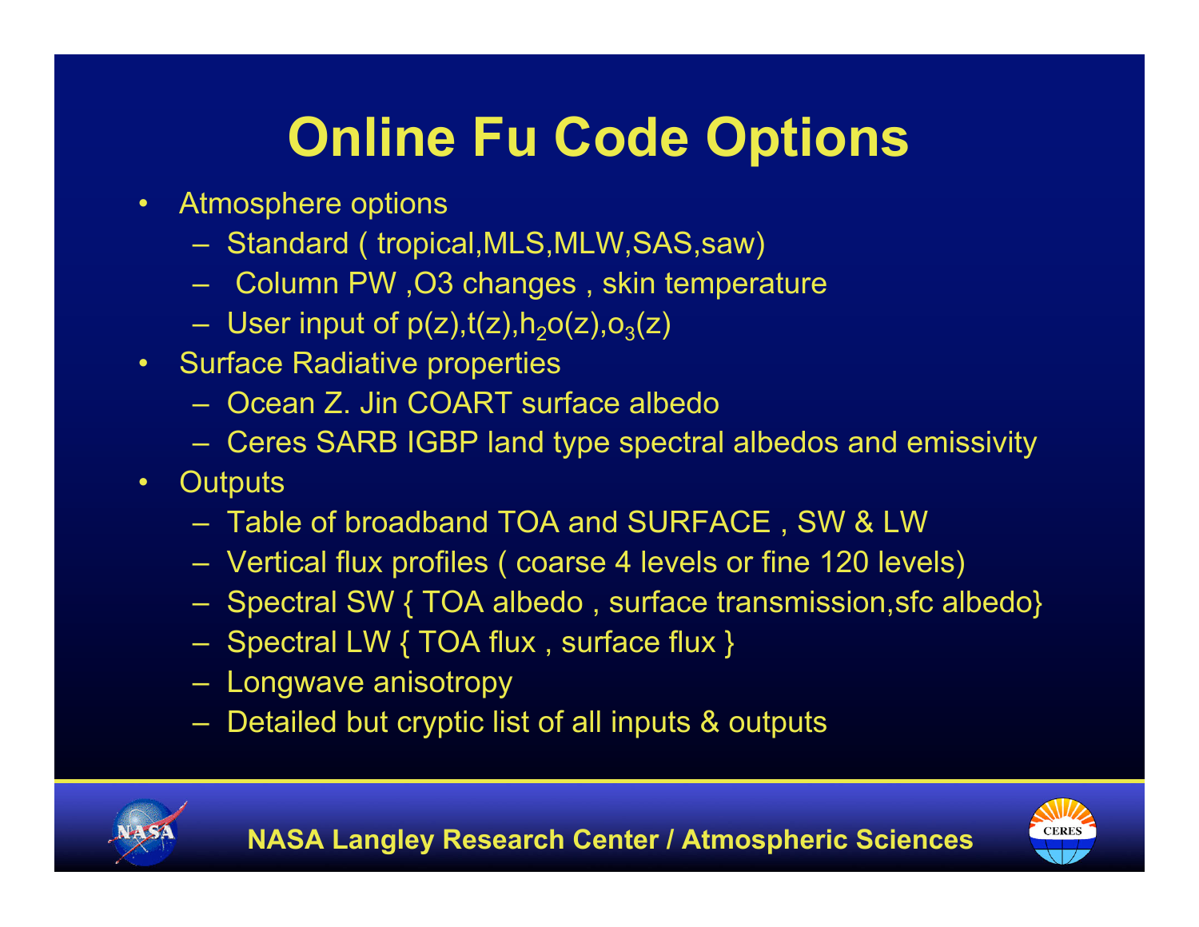# Online Fu Code Options

- Atmosphere options
  - Standard ( tropical,MLS,MLW,SAS,saw)
  - Column PW ,O3 changes , skin temperature
  - User input of p(z),t(z),$h_2o$(z),$o_3$(z)
- Surface Radiative properties
  - Ocean Z. Jin COART surface albedo
  - Ceres SARB IGBP land type spectral albedos and emissivity
- Outputs
  - Table of broadband TOA and SURFACE , SW & LW
  - Vertical flux profiles ( coarse 4 levels or fine 120 levels)
  - Spectral SW { TOA albedo , surface transmission,sfc albedo}
  - Spectral LW { TOA flux , surface flux }
  - Longwave anisotropy
  - Detailed but cryptic list of all inputs & outputs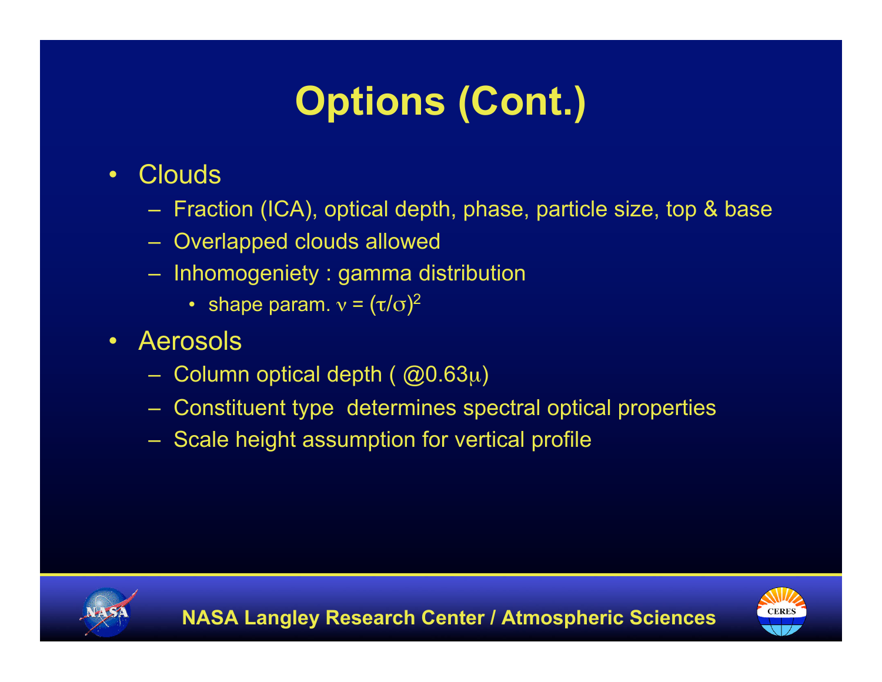# Options (Cont.)

- Clouds
  - Fraction (ICA), optical depth, phase, particle size, top & base
  - Overlapped clouds allowed
  - Inhomogeniety : gamma distribution
    - shape param. $\nu = (\tau/\sigma)^2$
- Aerosols
  - Column optical depth ( @0.63$\mu$)
  - Constituent type determines spectral optical properties
  - Scale height assumption for vertical profile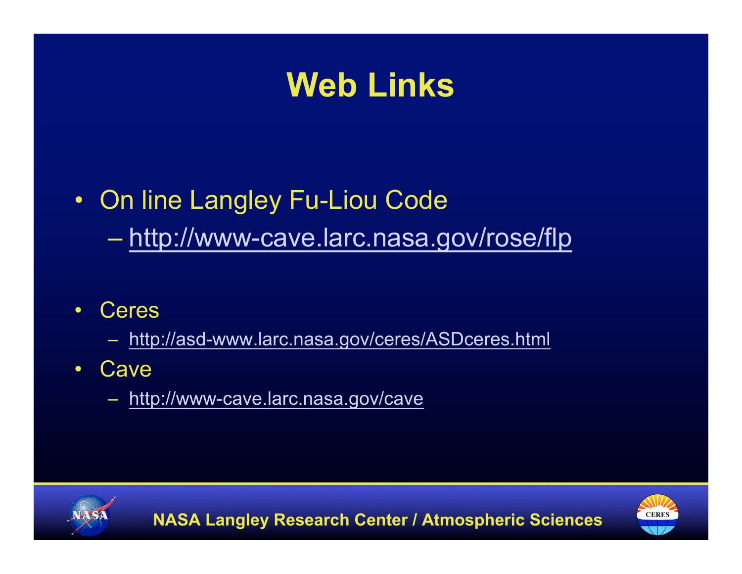# Web Links

- On line Langley Fu-Liou Code
  - http://www-cave.larc.nasa.gov/rose/flp
- Ceres
  - http://asd-www.larc.nasa.gov/ceres/ASDceres.html
- Cave
  - http://www-cave.larc.nasa.gov/cave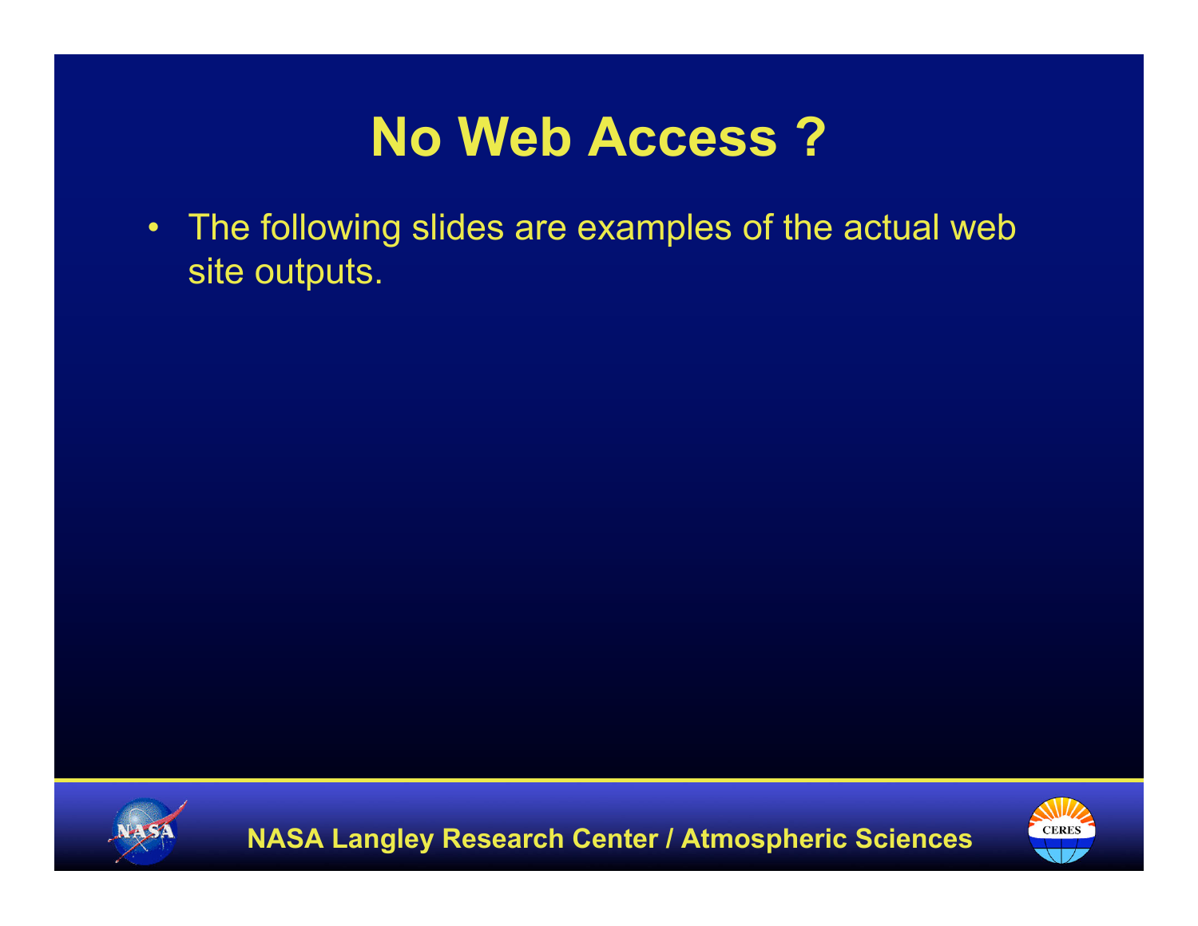# No Web Access ?

- The following slides are examples of the actual web site outputs.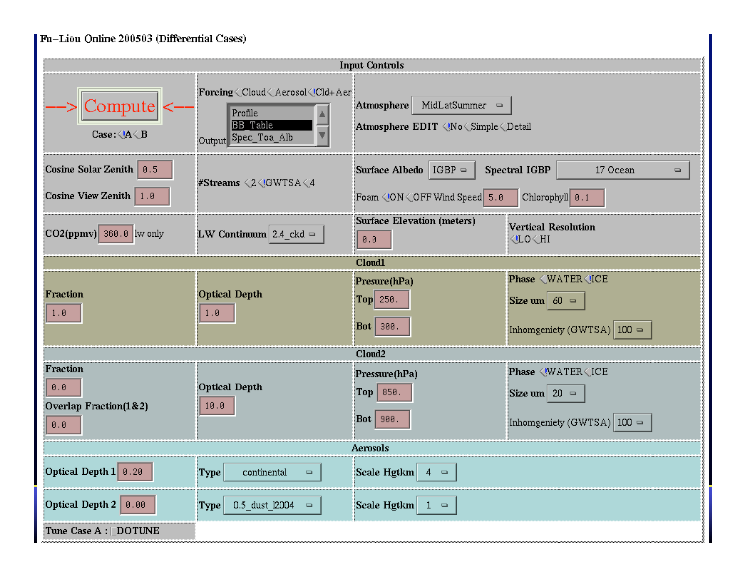# Fu–Liou Online 200503 (Differential Cases)

## Input Controls

| | | | |
|---|---|---|---|
| --> Compute <-- <br> Case: A B | Forcing: Cloud / Aerosol / Cld+Aer <br> Output: Profile / BB_Table / Spec_Toa_Alb | Atmosphere: MidLatSummer <br> Atmosphere EDIT: No / Simple / Detail | |
| Cosine Solar Zenith: 0.5 <br> Cosine View Zenith: 1.0 | #Streams: 2 / GWTSA / 4 | Surface Albedo: IGBP <br> Foam: ON / OFF, Wind Speed: 5.0 | Spectral IGBP: 17 Ocean <br> Chlorophyll: 0.1 |
| CO2(ppmv): 360.0 lw only | LW Continuum: 2.4_ckd | Surface Elevation (meters): 0.0 | Vertical Resolution: LO / HI |

## Cloud1

| Fraction | Optical Depth | Presure(hPa) | Phase |
|---|---|---|---|
| 1.0 | 1.0 | Top: 250. <br> Bot: 300. | WATER / ICE <br> Size um: 60 <br> Inhomgeniety (GWTSA): 100 |

## Cloud2

| Fraction | Optical Depth | Pressure(hPa) | Phase |
|---|---|---|---|
| 0.0 <br> Overlap Fraction(1&2): 0.0 | 10.0 | Top: 850. <br> Bot: 900. | WATER / ICE <br> Size um: 20 <br> Inhomgeniety (GWTSA): 100 |

## Aerosols

| Optical Depth | Type | Scale Hgtkm |
|---|---|---|
| Optical Depth 1: 0.20 | continental | 4 |
| Optical Depth 2: 0.00 | 0.5_dust_l2004 | 1 |

Tune Case A : DOTUNE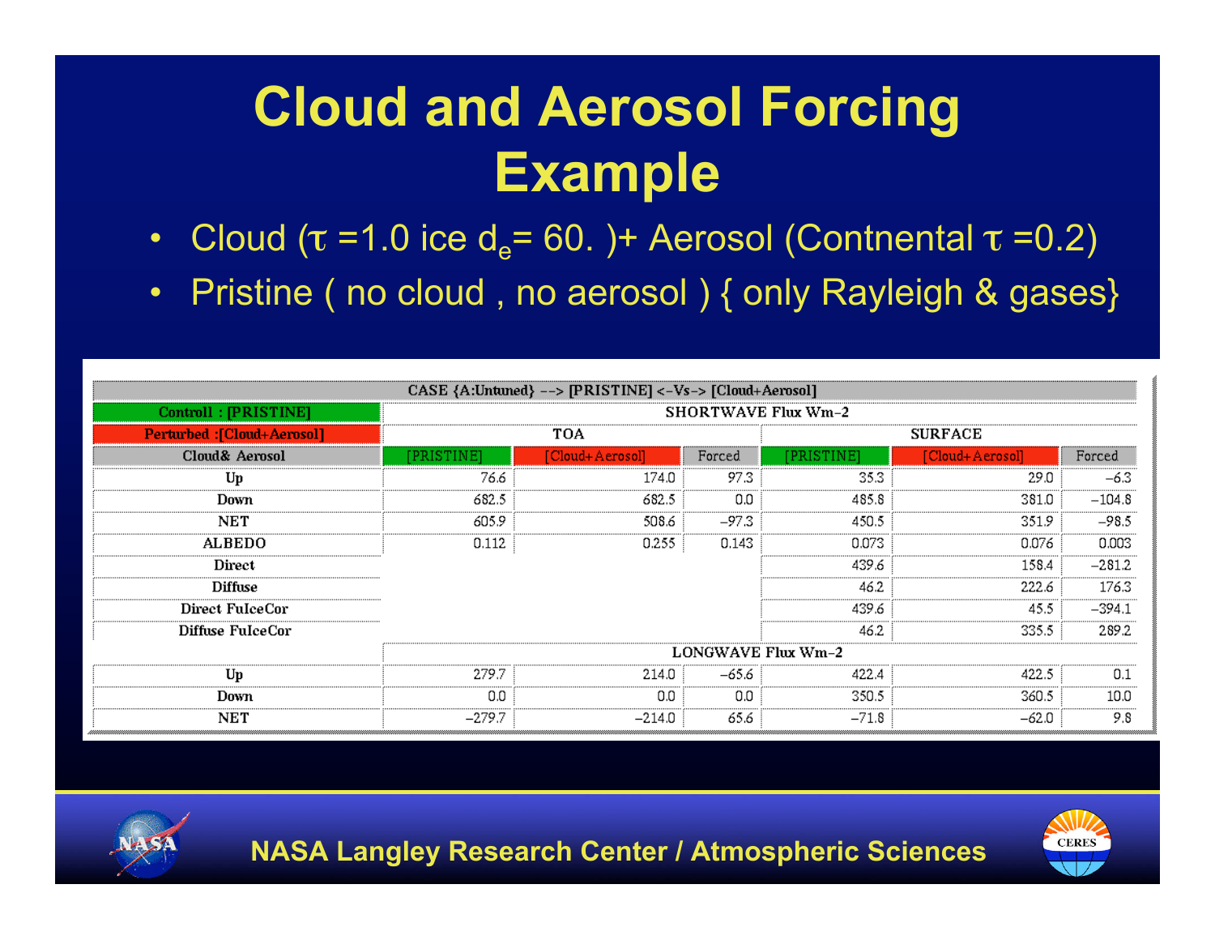# Cloud and Aerosol Forcing Example

- Cloud ($\tau$ =1.0 ice $d_e$= 60. )+ Aerosol (Contnental $\tau$ =0.2)
- Pristine ( no cloud , no aerosol ) { only Rayleigh & gases}

| CASE {A:Untuned} --> [PRISTINE] <-Vs-> [Cloud+Aerosol] | | | | | | |
|---|---|---|---|---|---|---|
| Controll : [PRISTINE] | SHORTWAVE Flux Wm-2 | | | | | |
| Perturbed :[Cloud+Aerosol] | TOA | | | SURFACE | | |
| Cloud& Aerosol | [PRISTINE] | [Cloud+Aerosol] | Forced | [PRISTINE] | [Cloud+Aerosol] | Forced |
| Up | 76.6 | 174.0 | 97.3 | 35.3 | 29.0 | −6.3 |
| Down | 682.5 | 682.5 | 0.0 | 485.8 | 381.0 | −104.8 |
| NET | 605.9 | 508.6 | −97.3 | 450.5 | 351.9 | −98.5 |
| ALBEDO | 0.112 | 0.255 | 0.143 | 0.073 | 0.076 | 0.003 |
| Direct | | | | 439.6 | 158.4 | −281.2 |
| Diffuse | | | | 46.2 | 222.6 | 176.3 |
| Direct FuIceCor | | | | 439.6 | 45.5 | −394.1 |
| Diffuse FuIceCor | | | | 46.2 | 335.5 | 289.2 |
| | LONGWAVE Flux Wm-2 | | | | | |
| Up | 279.7 | 214.0 | −65.6 | 422.4 | 422.5 | 0.1 |
| Down | 0.0 | 0.0 | 0.0 | 350.5 | 360.5 | 10.0 |
| NET | −279.7 | −214.0 | 65.6 | −71.8 | −62.0 | 9.8 |

NASA Langley Research Center / Atmospheric Sciences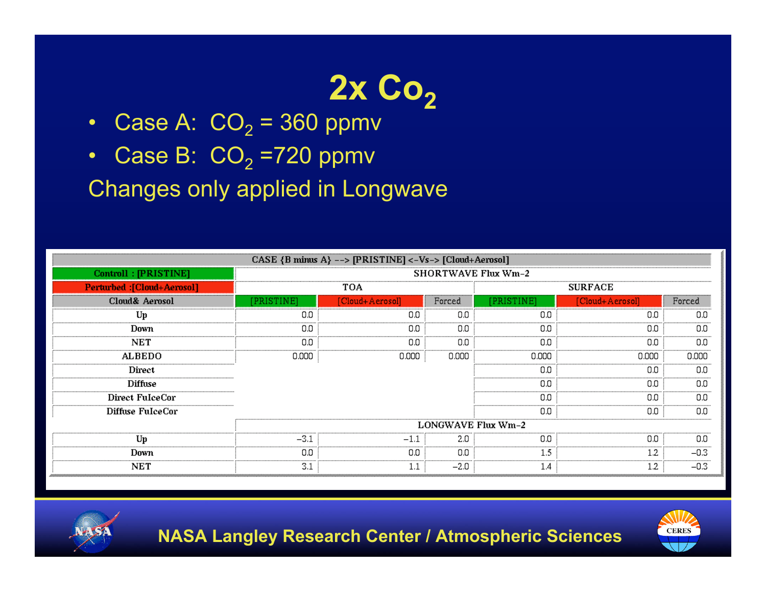# 2x $CO_2$

- Case A: $CO_2$ = 360 ppmv
- Case B: $CO_2$ =720 ppmv

Changes only applied in Longwave

| CASE {B minus A} --> [PRISTINE] <-Vs-> [Cloud+Aerosol] | | | | | | |
|---|---|---|---|---|---|---|
| Controll : [PRISTINE] | SHORTWAVE Flux Wm-2 | | | | | |
| Perturbed :[Cloud+Aerosol] | TOA | | | SURFACE | | |
| Cloud& Aerosol | [PRISTINE] | [Cloud+Aerosol] | Forced | [PRISTINE] | [Cloud+Aerosol] | Forced |
| Up | 0.0 | 0.0 | 0.0 | 0.0 | 0.0 | 0.0 |
| Down | 0.0 | 0.0 | 0.0 | 0.0 | 0.0 | 0.0 |
| NET | 0.0 | 0.0 | 0.0 | 0.0 | 0.0 | 0.0 |
| ALBEDO | 0.000 | 0.000 | 0.000 | 0.000 | 0.000 | 0.000 |
| Direct | | | | 0.0 | 0.0 | 0.0 |
| Diffuse | | | | 0.0 | 0.0 | 0.0 |
| Direct FuIceCor | | | | 0.0 | 0.0 | 0.0 |
| Diffuse FuIceCor | | | | 0.0 | 0.0 | 0.0 |
| | LONGWAVE Flux Wm-2 | | | | | |
| Up | -3.1 | -1.1 | 2.0 | 0.0 | 0.0 | 0.0 |
| Down | 0.0 | 0.0 | 0.0 | 1.5 | 1.2 | -0.3 |
| NET | 3.1 | 1.1 | -2.0 | 1.4 | 1.2 | -0.3 |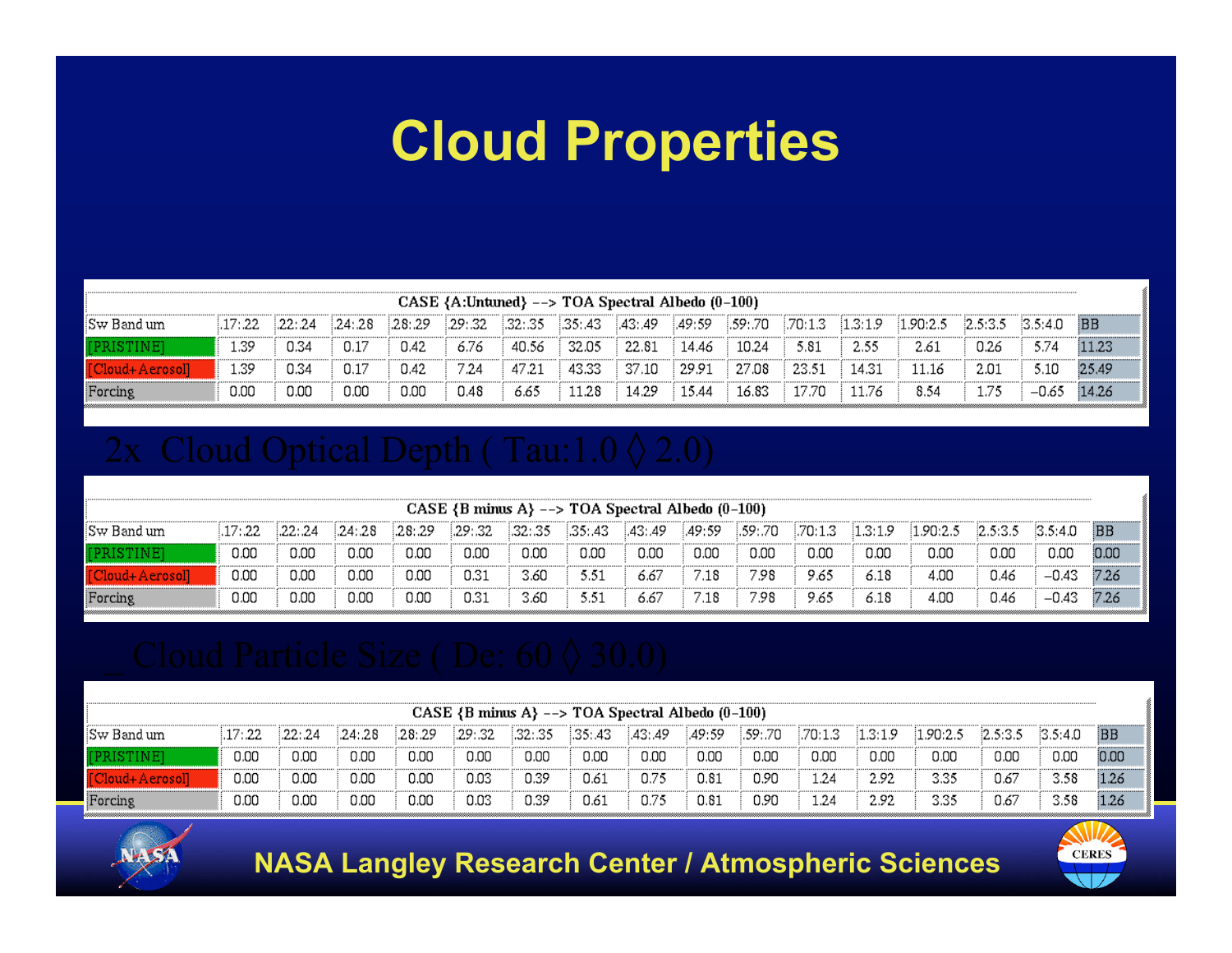# Cloud Properties

| CASE {A:Untuned} --> TOA Spectral Albedo (0-100) | | | | | | | | | | | | | | | |
|---|---|---|---|---|---|---|---|---|---|---|---|---|---|---|---|
| Sw Band um | .17:.22 | .22:.24 | .24:.28 | .28:.29 | .29:.32 | .32:.35 | .35:.43 | .43:.49 | .49:.59 | .59:.70 | .70:1.3 | 1.3:1.9 | 1.90:2.5 | 2.5:3.5 | 3.5:4.0 | BB |
| [PRISTINE] | 1.39 | 0.34 | 0.17 | 0.42 | 6.76 | 40.56 | 32.05 | 22.81 | 14.46 | 10.24 | 5.81 | 2.55 | 2.61 | 0.26 | 5.74 | 11.23 |
| [Cloud+Aerosol] | 1.39 | 0.34 | 0.17 | 0.42 | 7.24 | 47.21 | 43.33 | 37.10 | 29.91 | 27.08 | 23.51 | 14.31 | 11.16 | 2.01 | 5.10 | 25.49 |
| Forcing | 0.00 | 0.00 | 0.00 | 0.00 | 0.48 | 6.65 | 11.28 | 14.29 | 15.44 | 16.83 | 17.70 | 11.76 | 8.54 | 1.75 | −0.65 | 14.26 |

2x Cloud Optical Depth ( Tau:1.0 ◊ 2.0)

| CASE {B minus A} --> TOA Spectral Albedo (0-100) | | | | | | | | | | | | | | | |
|---|---|---|---|---|---|---|---|---|---|---|---|---|---|---|---|
| Sw Band um | .17:.22 | .22:.24 | .24:.28 | .28:.29 | .29:.32 | .32:.35 | .35:.43 | .43:.49 | .49:.59 | .59:.70 | .70:1.3 | 1.3:1.9 | 1.90:2.5 | 2.5:3.5 | 3.5:4.0 | BB |
| [PRISTINE] | 0.00 | 0.00 | 0.00 | 0.00 | 0.00 | 0.00 | 0.00 | 0.00 | 0.00 | 0.00 | 0.00 | 0.00 | 0.00 | 0.00 | 0.00 | 0.00 |
| [Cloud+Aerosol] | 0.00 | 0.00 | 0.00 | 0.00 | 0.31 | 3.60 | 5.51 | 6.67 | 7.18 | 7.98 | 9.65 | 6.18 | 4.00 | 0.46 | −0.43 | 7.26 |
| Forcing | 0.00 | 0.00 | 0.00 | 0.00 | 0.31 | 3.60 | 5.51 | 6.67 | 7.18 | 7.98 | 9.65 | 6.18 | 4.00 | 0.46 | −0.43 | 7.26 |

_ Cloud Particle Size ( De: 60 ◊ 30.0)

| CASE {B minus A} --> TOA Spectral Albedo (0-100) | | | | | | | | | | | | | | | |
|---|---|---|---|---|---|---|---|---|---|---|---|---|---|---|---|
| Sw Band um | .17:.22 | .22:.24 | .24:.28 | .28:.29 | .29:.32 | .32:.35 | .35:.43 | .43:.49 | .49:.59 | .59:.70 | .70:1.3 | 1.3:1.9 | 1.90:2.5 | 2.5:3.5 | 3.5:4.0 | BB |
| [PRISTINE] | 0.00 | 0.00 | 0.00 | 0.00 | 0.00 | 0.00 | 0.00 | 0.00 | 0.00 | 0.00 | 0.00 | 0.00 | 0.00 | 0.00 | 0.00 | 0.00 |
| [Cloud+Aerosol] | 0.00 | 0.00 | 0.00 | 0.00 | 0.03 | 0.39 | 0.61 | 0.75 | 0.81 | 0.90 | 1.24 | 2.92 | 3.35 | 0.67 | 3.58 | 1.26 |
| Forcing | 0.00 | 0.00 | 0.00 | 0.00 | 0.03 | 0.39 | 0.61 | 0.75 | 0.81 | 0.90 | 1.24 | 2.92 | 3.35 | 0.67 | 3.58 | 1.26 |

NASA Langley Research Center / Atmospheric Sciences